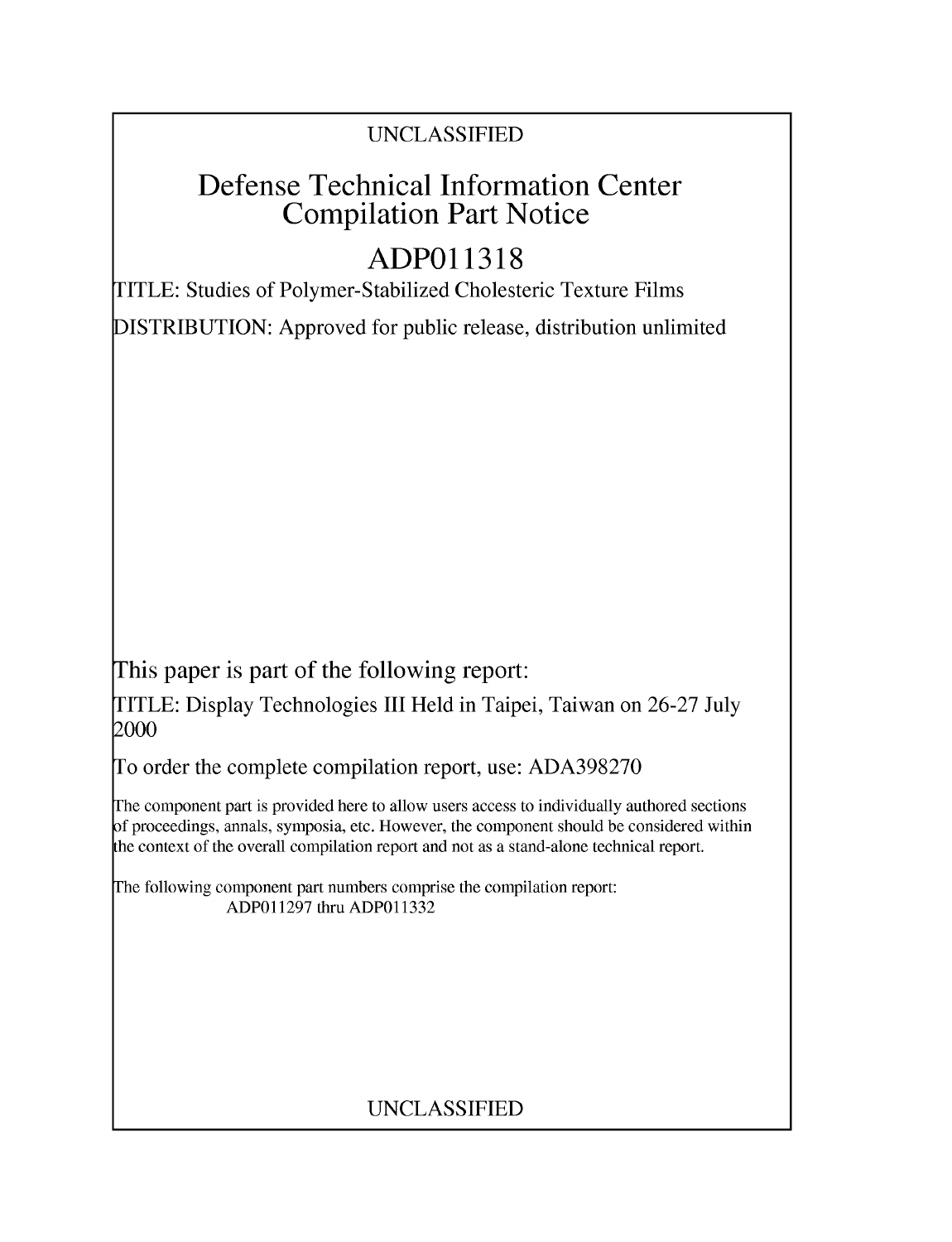UNCLASSIFIED

# Defense Technical Information Center Compilation Part Notice

## ADP011318

TITLE: Studies of Polymer-Stabilized Cholesteric Texture Films

DISTRIBUTION: Approved for public release, distribution unlimited

This paper is part of the following report:

TITLE: Display Technologies III Held in Taipei, Taiwan on 26-27 July 2000

To order the complete compilation report, use: ADA398270

The component part is provided here to allow users access to individually authored sections of proceedings, annals, symposia, etc. However, the component should be considered within the context of the overall compilation report and not as a stand-alone technical report.

The following component part numbers comprise the compilation report:
ADP011297 thru ADP011332

UNCLASSIFIED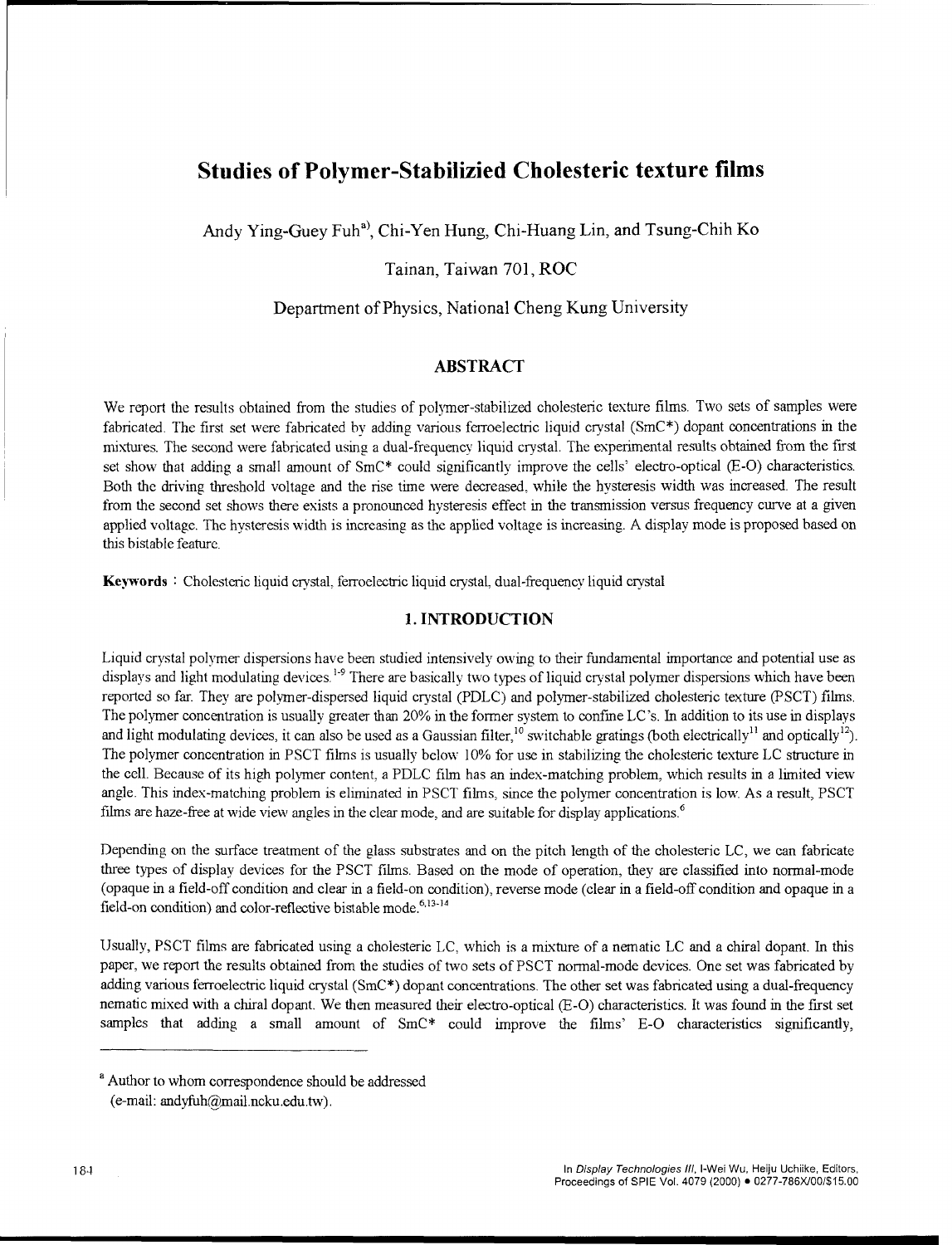# Studies of Polymer-Stabilizied Cholesteric texture films

Andy Ying-Guey Fuh[a)], Chi-Yen Hung, Chi-Huang Lin, and Tsung-Chih Ko

Tainan, Taiwan 701, ROC

Department of Physics, National Cheng Kung University

## ABSTRACT

We report the results obtained from the studies of polymer-stabilized cholesteric texture films. Two sets of samples were fabricated. The first set were fabricated by adding various ferroelectric liquid crystal (SmC*) dopant concentrations in the mixtures. The second were fabricated using a dual-frequency liquid crystal. The experimental results obtained from the first set show that adding a small amount of SmC* could significantly improve the cells' electro-optical (E-O) characteristics. Both the driving threshold voltage and the rise time were decreased, while the hysteresis width was increased. The result from the second set shows there exists a pronounced hysteresis effect in the transmission versus frequency curve at a given applied voltage. The hysteresis width is increasing as the applied voltage is increasing. A display mode is proposed based on this bistable feature.

**Keywords**：Cholesteric liquid crystal, ferroelectric liquid crystal, dual-frequency liquid crystal

## 1. INTRODUCTION

Liquid crystal polymer dispersions have been studied intensively owing to their fundamental importance and potential use as displays and light modulating devices.[1-9] There are basically two types of liquid crystal polymer dispersions which have been reported so far. They are polymer-dispersed liquid crystal (PDLC) and polymer-stabilized cholesteric texture (PSCT) films. The polymer concentration is usually greater than 20% in the former system to confine LC's. In addition to its use in displays and light modulating devices, it can also be used as a Gaussian filter,[10] switchable gratings (both electrically[11] and optically[12]). The polymer concentration in PSCT films is usually below 10% for use in stabilizing the cholesteric texture LC structure in the cell. Because of its high polymer content, a PDLC film has an index-matching problem, which results in a limited view angle. This index-matching problem is eliminated in PSCT films, since the polymer concentration is low. As a result, PSCT films are haze-free at wide view angles in the clear mode, and are suitable for display applications.[6]

Depending on the surface treatment of the glass substrates and on the pitch length of the cholesteric LC, we can fabricate three types of display devices for the PSCT films. Based on the mode of operation, they are classified into normal-mode (opaque in a field-off condition and clear in a field-on condition), reverse mode (clear in a field-off condition and opaque in a field-on condition) and color-reflective bistable mode.[6,13-14]

Usually, PSCT films are fabricated using a cholesteric LC, which is a mixture of a nematic LC and a chiral dopant. In this paper, we report the results obtained from the studies of two sets of PSCT normal-mode devices. One set was fabricated by adding various ferroelectric liquid crystal (SmC*) dopant concentrations. The other set was fabricated using a dual-frequency nematic mixed with a chiral dopant. We then measured their electro-optical (E-O) characteristics. It was found in the first set samples that adding a small amount of SmC* could improve the films' E-O characteristics significantly,

[a] Author to whom correspondence should be addressed
(e-mail: andyfuh@mail.ncku.edu.tw).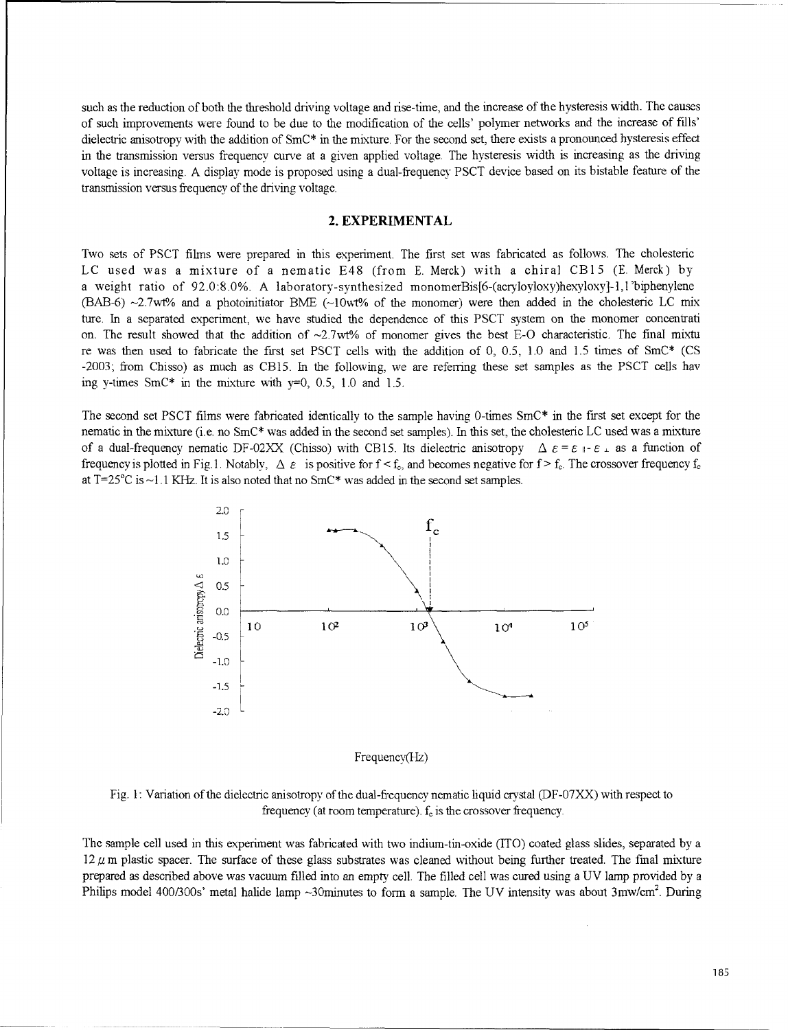such as the reduction of both the threshold driving voltage and rise-time, and the increase of the hysteresis width. The causes of such improvements were found to be due to the modification of the cells' polymer networks and the increase of fills' dielectric anisotropy with the addition of SmC* in the mixture. For the second set, there exists a pronounced hysteresis effect in the transmission versus frequency curve at a given applied voltage. The hysteresis width is increasing as the driving voltage is increasing. A display mode is proposed using a dual-frequency PSCT device based on its bistable feature of the transmission versus frequency of the driving voltage.

## 2. EXPERIMENTAL

Two sets of PSCT films were prepared in this experiment. The first set was fabricated as follows. The cholesteric LC used was a mixture of a nematic E48 (from E. Merck) with a chiral CB15 (E. Merck) by a weight ratio of 92.0:8.0%. A laboratory-synthesized monomerBis[6-(acryloyloxy)hexyloxy]-1,1'biphenylene (BAB-6) ~2.7wt% and a photoinitiator BME (~10wt% of the monomer) were then added in the cholesteric LC mixture. In a separated experiment, we have studied the dependence of this PSCT system on the monomer concentration. The result showed that the addition of ~2.7wt% of monomer gives the best E-O characteristic. The final mixture was then used to fabricate the first set PSCT cells with the addition of 0, 0.5, 1.0 and 1.5 times of SmC* (CS-2003; from Chisso) as much as CB15. In the following, we are referring these set samples as the PSCT cells having y-times SmC* in the mixture with y=0, 0.5, 1.0 and 1.5.

The second set PSCT films were fabricated identically to the sample having 0-times SmC* in the first set except for the nematic in the mixture (i.e. no SmC* was added in the second set samples). In this set, the cholesteric LC used was a mixture of a dual-frequency nematic DF-02XX (Chisso) with CB15. Its dielectric anisotropy $\Delta\varepsilon = \varepsilon_{\parallel} - \varepsilon_{\perp}$ as a function of frequency is plotted in Fig.1. Notably, $\Delta\varepsilon$ is positive for $f < f_c$, and becomes negative for $f > f_c$. The crossover frequency $f_c$ at T=25°C is ~1.1 KHz. It is also noted that no SmC* was added in the second set samples.

Fig. 1: Variation of the dielectric anisotropy of the dual-frequency nematic liquid crystal (DF-07XX) with respect to frequency (at room temperature). $f_c$ is the crossover frequency.

The sample cell used in this experiment was fabricated with two indium-tin-oxide (ITO) coated glass slides, separated by a 12 $\mu$m plastic spacer. The surface of these glass substrates was cleaned without being further treated. The final mixture prepared as described above was vacuum filled into an empty cell. The filled cell was cured using a UV lamp provided by a Philips model 400/300s' metal halide lamp ~30minutes to form a sample. The UV intensity was about 3mw/cm$^2$. During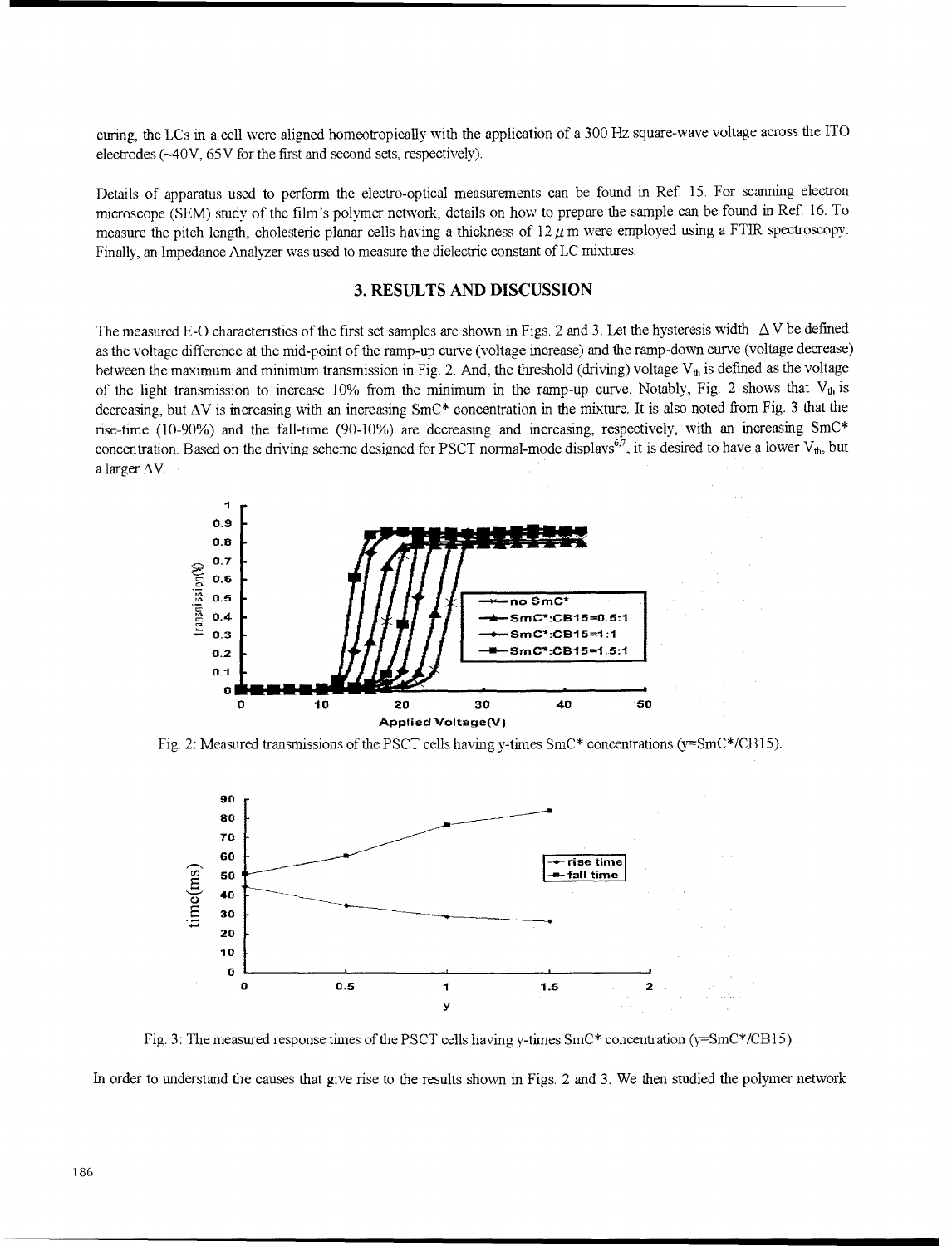curing, the LCs in a cell were aligned homeotropically with the application of a 300 Hz square-wave voltage across the ITO electrodes (~40V, 65V for the first and second sets, respectively).

Details of apparatus used to perform the electro-optical measurements can be found in Ref. 15. For scanning electron microscope (SEM) study of the film's polymer network, details on how to prepare the sample can be found in Ref. 16. To measure the pitch length, cholesteric planar cells having a thickness of 12 $\mu$m were employed using a FTIR spectroscopy. Finally, an Impedance Analyzer was used to measure the dielectric constant of LC mixtures.

## 3. RESULTS AND DISCUSSION

The measured E-O characteristics of the first set samples are shown in Figs. 2 and 3. Let the hysteresis width $\Delta V$ be defined as the voltage difference at the mid-point of the ramp-up curve (voltage increase) and the ramp-down curve (voltage decrease) between the maximum and minimum transmission in Fig. 2. And, the threshold (driving) voltage $V_{th}$ is defined as the voltage of the light transmission to increase 10% from the minimum in the ramp-up curve. Notably, Fig. 2 shows that $V_{th}$ is decreasing, but $\Delta V$ is increasing with an increasing SmC* concentration in the mixture. It is also noted from Fig. 3 that the rise-time (10-90%) and the fall-time (90-10%) are decreasing and increasing, respectively, with an increasing SmC* concentration. Based on the driving scheme designed for PSCT normal-mode displays[6,7], it is desired to have a lower $V_{th}$, but a larger $\Delta V$.

Fig. 2: Measured transmissions of the PSCT cells having y-times SmC* concentrations (y=SmC*/CB15).

Fig. 3: The measured response times of the PSCT cells having y-times SmC* concentration (y=SmC*/CB15).

In order to understand the causes that give rise to the results shown in Figs. 2 and 3. We then studied the polymer network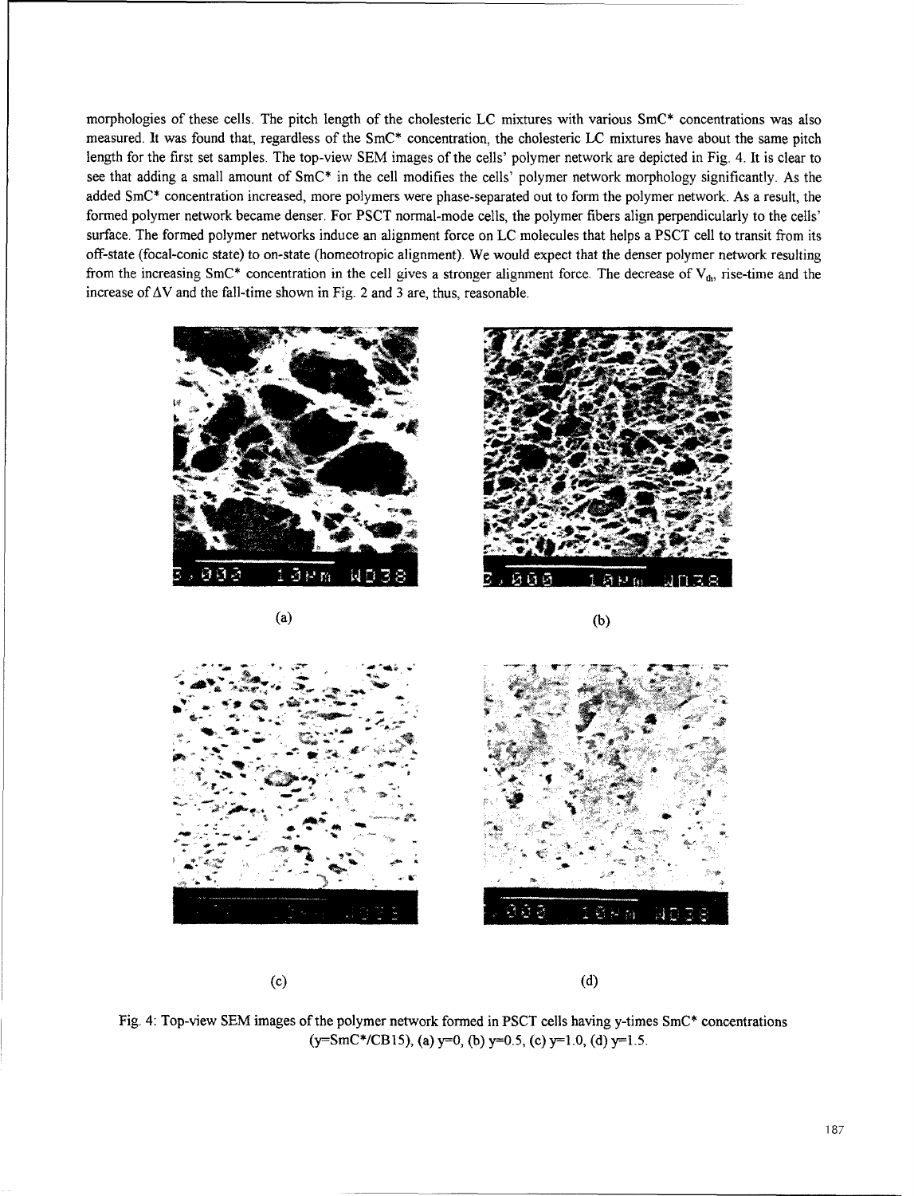morphologies of these cells. The pitch length of the cholesteric LC mixtures with various SmC* concentrations was also measured. It was found that, regardless of the SmC* concentration, the cholesteric LC mixtures have about the same pitch length for the first set samples. The top-view SEM images of the cells' polymer network are depicted in Fig. 4. It is clear to see that adding a small amount of SmC* in the cell modifies the cells' polymer network morphology significantly. As the added SmC* concentration increased, more polymers were phase-separated out to form the polymer network. As a result, the formed polymer network became denser. For PSCT normal-mode cells, the polymer fibers align perpendicularly to the cells' surface. The formed polymer networks induce an alignment force on LC molecules that helps a PSCT cell to transit from its off-state (focal-conic state) to on-state (homeotropic alignment). We would expect that the denser polymer network resulting from the increasing SmC* concentration in the cell gives a stronger alignment force. The decrease of $V_{th}$, rise-time and the increase of $\Delta V$ and the fall-time shown in Fig. 2 and 3 are, thus, reasonable.

(a)

(b)

(c)

(d)

Fig. 4: Top-view SEM images of the polymer network formed in PSCT cells having y-times SmC* concentrations (y=SmC*/CB15), (a) y=0, (b) y=0.5, (c) y=1.0, (d) y=1.5.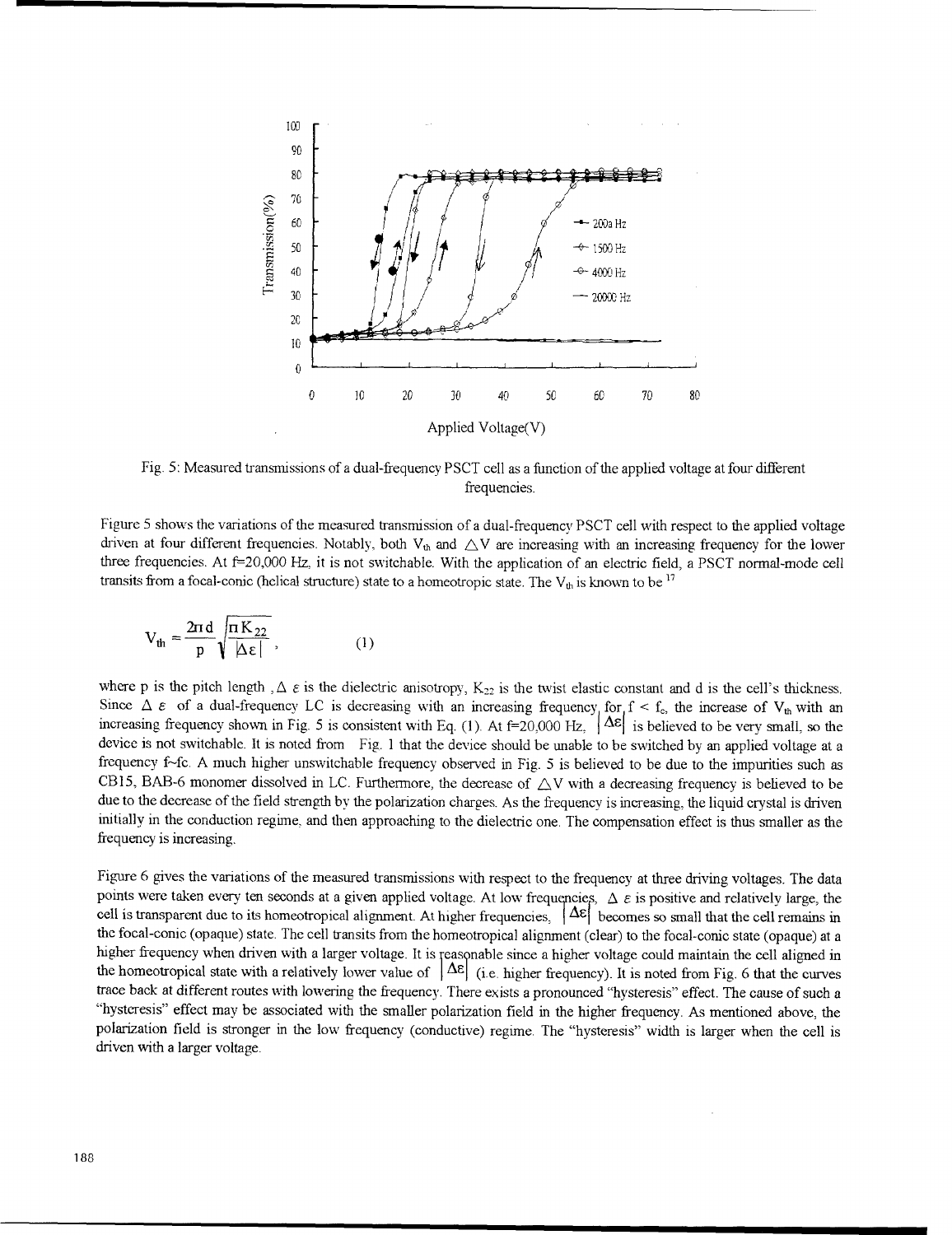Fig. 5: Measured transmissions of a dual-frequency PSCT cell as a function of the applied voltage at four different frequencies.

Figure 5 shows the variations of the measured transmission of a dual-frequency PSCT cell with respect to the applied voltage driven at four different frequencies. Notably, both $V_{th}$ and $\triangle V$ are increasing with an increasing frequency for the lower three frequencies. At f=20,000 Hz, it is not switchable. With the application of an electric field, a PSCT normal-mode cell transits from a focal-conic (helical structure) state to a homeotropic state. The $V_{th}$ is known to be [17]

$$V_{th} = \frac{2\pi d}{p}\sqrt{\frac{\pi K_{22}}{|\Delta\varepsilon|}}, \qquad (1)$$

where p is the pitch length , $\Delta\varepsilon$ is the dielectric anisotropy, $K_{22}$ is the twist elastic constant and d is the cell's thickness. Since $\Delta\varepsilon$ of a dual-frequency LC is decreasing with an increasing frequency for $f < f_c$, the increase of $V_{th}$ with an increasing frequency shown in Fig. 5 is consistent with Eq. (1). At f=20,000 Hz, $|\Delta\varepsilon|$ is believed to be very small, so the device is not switchable. It is noted from Fig. 1 that the device should be unable to be switched by an applied voltage at a frequency f~fc. A much higher unswitchable frequency observed in Fig. 5 is believed to be due to the impurities such as CB15, BAB-6 monomer dissolved in LC. Furthermore, the decrease of $\triangle V$ with a decreasing frequency is believed to be due to the decrease of the field strength by the polarization charges. As the frequency is increasing, the liquid crystal is driven initially in the conduction regime, and then approaching to the dielectric one. The compensation effect is thus smaller as the frequency is increasing.

Figure 6 gives the variations of the measured transmissions with respect to the frequency at three driving voltages. The data points were taken every ten seconds at a given applied voltage. At low frequencies, $\Delta\varepsilon$ is positive and relatively large, the cell is transparent due to its homeotropical alignment. At higher frequencies, $|\Delta\varepsilon|$ becomes so small that the cell remains in the focal-conic (opaque) state. The cell transits from the homeotropical alignment (clear) to the focal-conic state (opaque) at a higher frequency when driven with a larger voltage. It is reasonable since a higher voltage could maintain the cell aligned in the homeotropical state with a relatively lower value of $|\Delta\varepsilon|$ (i.e. higher frequency). It is noted from Fig. 6 that the curves trace back at different routes with lowering the frequency. There exists a pronounced "hysteresis" effect. The cause of such a "hysteresis" effect may be associated with the smaller polarization field in the higher frequency. As mentioned above, the polarization field is stronger in the low frequency (conductive) regime. The "hysteresis" width is larger when the cell is driven with a larger voltage.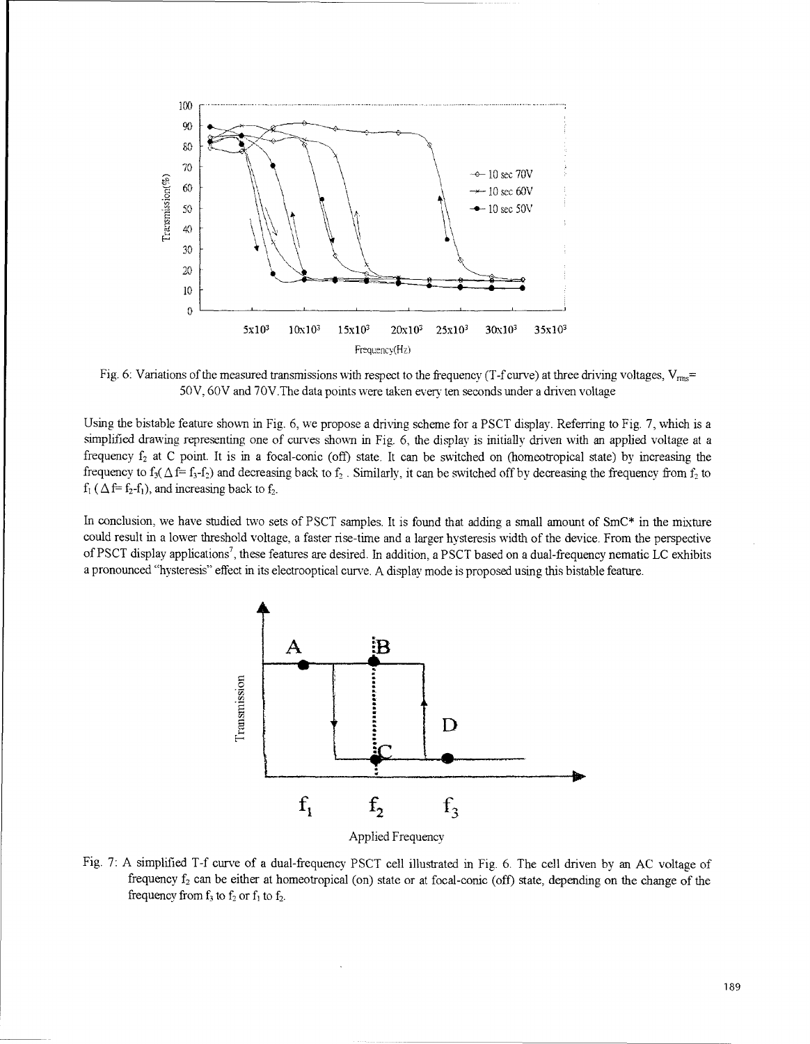Fig. 6: Variations of the measured transmissions with respect to the frequency (T-f curve) at three driving voltages, $V_{rms}$= 50V, 60V and 70V.The data points were taken every ten seconds under a driven voltage

Using the bistable feature shown in Fig. 6, we propose a driving scheme for a PSCT display. Referring to Fig. 7, which is a simplified drawing representing one of curves shown in Fig. 6, the display is initially driven with an applied voltage at a frequency $f_2$ at C point. It is in a focal-conic (off) state. It can be switched on (homeotropical state) by increasing the frequency to $f_3$($\Delta f = f_3 - f_2$) and decreasing back to $f_2$. Similarly, it can be switched off by decreasing the frequency from $f_2$ to $f_1$ ($\Delta f = f_2 - f_1$), and increasing back to $f_2$.

In conclusion, we have studied two sets of PSCT samples. It is found that adding a small amount of SmC* in the mixture could result in a lower threshold voltage, a faster rise-time and a larger hysteresis width of the device. From the perspective of PSCT display applications[7], these features are desired. In addition, a PSCT based on a dual-frequency nematic LC exhibits a pronounced "hysteresis" effect in its electrooptical curve. A display mode is proposed using this bistable feature.

Fig. 7: A simplified T-f curve of a dual-frequency PSCT cell illustrated in Fig. 6. The cell driven by an AC voltage of frequency $f_2$ can be either at homeotropical (on) state or at focal-conic (off) state, depending on the change of the frequency from $f_3$ to $f_2$ or $f_1$ to $f_2$.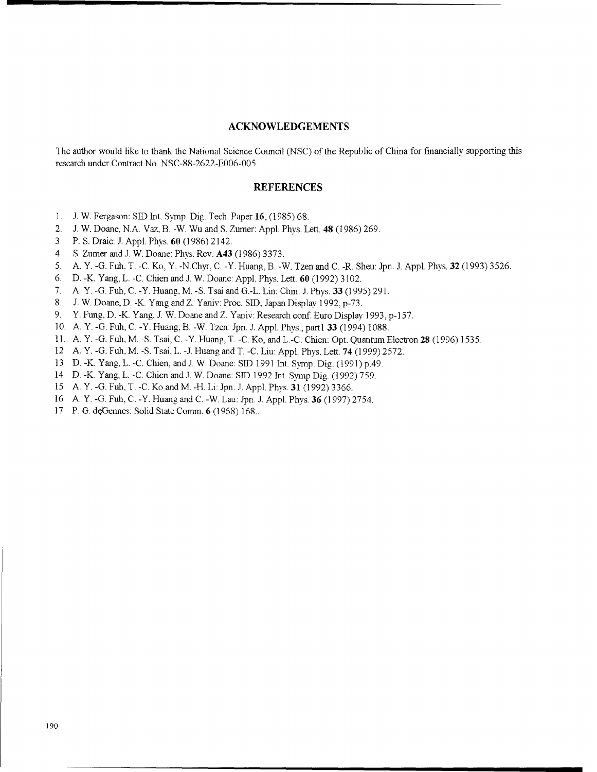## ACKNOWLEDGEMENTS

The author would like to thank the National Science Council (NSC) of the Republic of China for financially supporting this research under Contract No. NSC-88-2622-E006-005.

## REFERENCES

1. J. W. Fergason: SID Int. Symp. Dig. Tech. Paper **16**, (1985) 68.
2. J. W. Doane, N.A. Vaz, B. -W. Wu and S. Zumer: Appl. Phys. Lett. **48** (1986) 269.
3. P. S. Draic: J. Appl. Phys. **60** (1986) 2142.
4. S. Zumer and J. W. Doane: Phys. Rev. **A43** (1986) 3373.
5. A. Y. -G. Fuh, T. -C. Ko, Y. -N.Chyr, C. -Y. Huang, B. -W. Tzen and C. -R. Sheu: Jpn. J. Appl. Phys. **32** (1993) 3526.
6. D. -K. Yang, L. -C. Chien and J. W. Doane: Appl. Phys. Lett. **60** (1992) 3102.
7. A. Y. -G. Fuh, C. -Y. Huang, M. -S. Tsai and G.-L. Lin: Chin. J. Phys. **33** (1995) 291.
8. J. W. Doane, D. -K. Yang and Z. Yaniv: Proc. SID, Japan Display 1992, p-73.
9. Y. Fung, D. -K. Yang, J. W. Doane and Z. Yaniv: Research conf. Euro Display 1993, p-157.
10. A. Y. -G. Fuh, C. -Y. Huang, B. -W. Tzen: Jpn. J. Appl. Phys., part1 **33** (1994) 1088.
11. A. Y. -G. Fuh, M. -S. Tsai, C. -Y. Huang, T. -C. Ko, and L.-C. Chien: Opt. Quantum Electron **28** (1996) 1535.
12. A. Y. -G. Fuh, M. -S. Tsai, L. -J. Huang and T. -C. Liu: Appl. Phys. Lett. **74** (1999) 2572.
13. D. -K. Yang, L. -C. Chien, and J. W. Doane: SID 1991 Int. Symp. Dig. (1991) p.49.
14. D. -K. Yang, L. -C. Chien and J. W. Doane: SID 1992 Int. Symp Dig. (1992) 759.
15. A. Y. -G. Fuh, T. -C. Ko and M. -H. Li: Jpn. J. Appl. Phys. **31** (1992) 3366.
16. A. Y. -G. Fuh, C. -Y. Huang and C. -W. Lau: Jpn. J. Appl. Phys. **36** (1997) 2754.
17. P. G. deGennes: Solid State Comm. **6** (1968) 168..